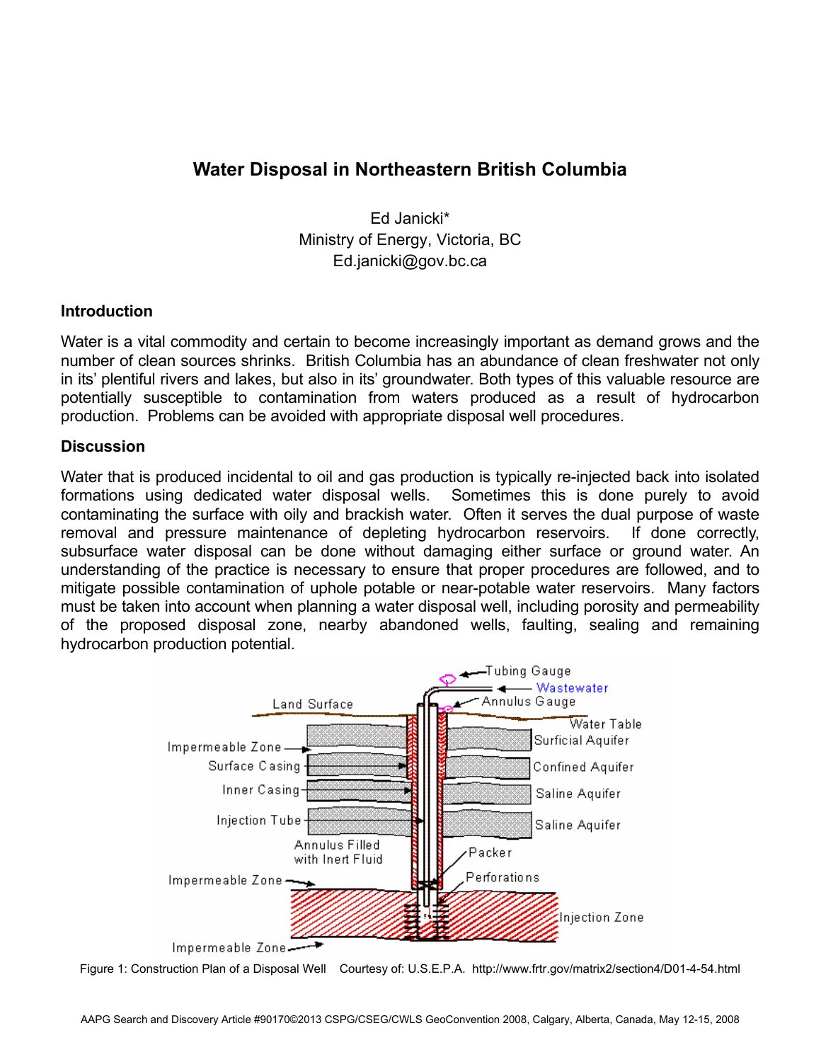# Water Disposal in Northeastern British Columbia

Ed Janicki*
Ministry of Energy, Victoria, BC
Ed.janicki@gov.bc.ca

## Introduction

Water is a vital commodity and certain to become increasingly important as demand grows and the number of clean sources shrinks. British Columbia has an abundance of clean freshwater not only in its' plentiful rivers and lakes, but also in its' groundwater. Both types of this valuable resource are potentially susceptible to contamination from waters produced as a result of hydrocarbon production. Problems can be avoided with appropriate disposal well procedures.

## Discussion

Water that is produced incidental to oil and gas production is typically re-injected back into isolated formations using dedicated water disposal wells. Sometimes this is done purely to avoid contaminating the surface with oily and brackish water. Often it serves the dual purpose of waste removal and pressure maintenance of depleting hydrocarbon reservoirs. If done correctly, subsurface water disposal can be done without damaging either surface or ground water. An understanding of the practice is necessary to ensure that proper procedures are followed, and to mitigate possible contamination of uphole potable or near-potable water reservoirs. Many factors must be taken into account when planning a water disposal well, including porosity and permeability of the proposed disposal zone, nearby abandoned wells, faulting, sealing and remaining hydrocarbon production potential.

Figure 1: Construction Plan of a Disposal Well Courtesy of: U.S.E.P.A. http://www.frtr.gov/matrix2/section4/D01-4-54.html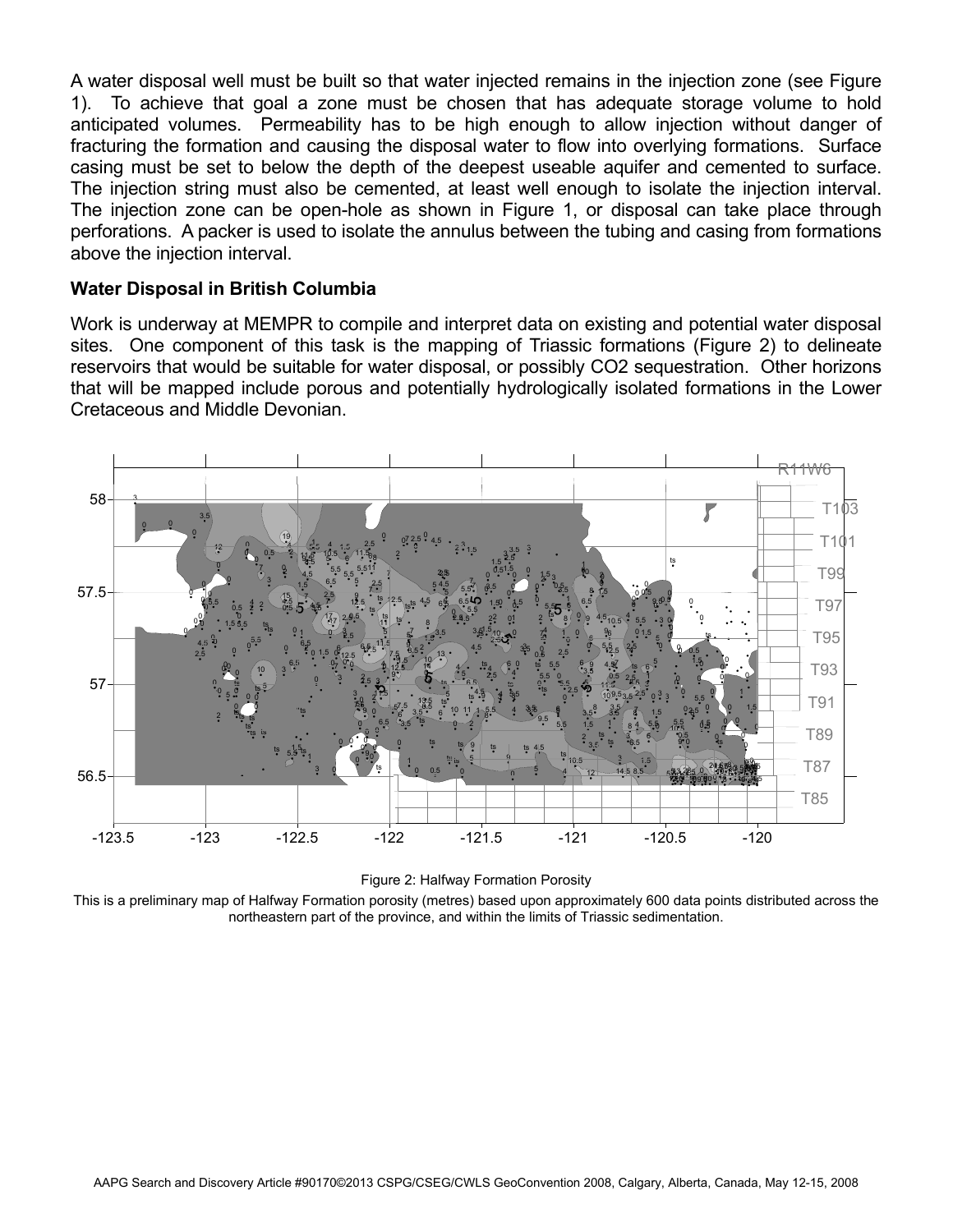A water disposal well must be built so that water injected remains in the injection zone (see Figure 1). To achieve that goal a zone must be chosen that has adequate storage volume to hold anticipated volumes. Permeability has to be high enough to allow injection without danger of fracturing the formation and causing the disposal water to flow into overlying formations. Surface casing must be set to below the depth of the deepest useable aquifer and cemented to surface. The injection string must also be cemented, at least well enough to isolate the injection interval. The injection zone can be open-hole as shown in Figure 1, or disposal can take place through perforations. A packer is used to isolate the annulus between the tubing and casing from formations above the injection interval.

## Water Disposal in British Columbia

Work is underway at MEMPR to compile and interpret data on existing and potential water disposal sites. One component of this task is the mapping of Triassic formations (Figure 2) to delineate reservoirs that would be suitable for water disposal, or possibly $CO_2$ sequestration. Other horizons that will be mapped include porous and potentially hydrologically isolated formations in the Lower Cretaceous and Middle Devonian.

Figure 2: Halfway Formation Porosity

This is a preliminary map of Halfway Formation porosity (metres) based upon approximately 600 data points distributed across the northeastern part of the province, and within the limits of Triassic sedimentation.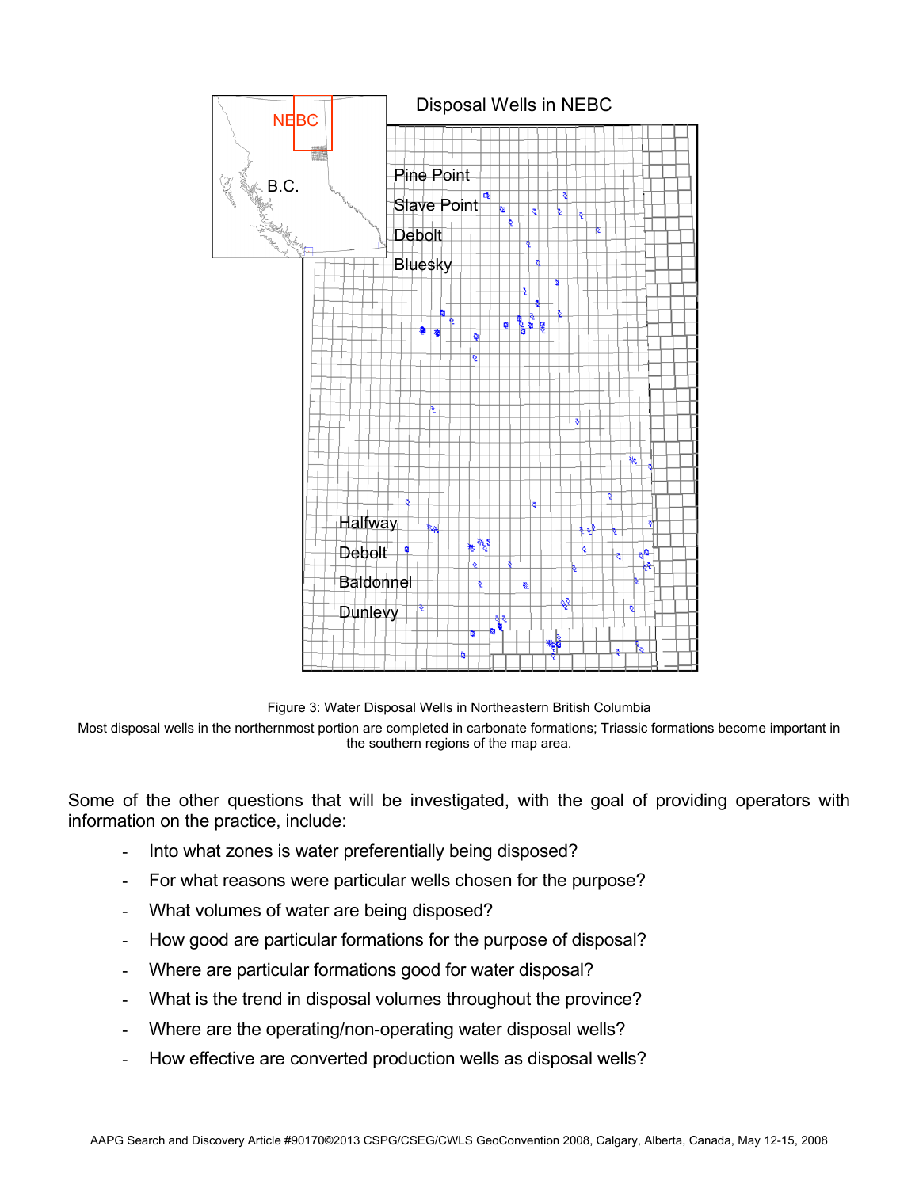Figure 3: Water Disposal Wells in Northeastern British Columbia

Most disposal wells in the northernmost portion are completed in carbonate formations; Triassic formations become important in the southern regions of the map area.

Some of the other questions that will be investigated, with the goal of providing operators with information on the practice, include:

- Into what zones is water preferentially being disposed?
- For what reasons were particular wells chosen for the purpose?
- What volumes of water are being disposed?
- How good are particular formations for the purpose of disposal?
- Where are particular formations good for water disposal?
- What is the trend in disposal volumes throughout the province?
- Where are the operating/non-operating water disposal wells?
- How effective are converted production wells as disposal wells?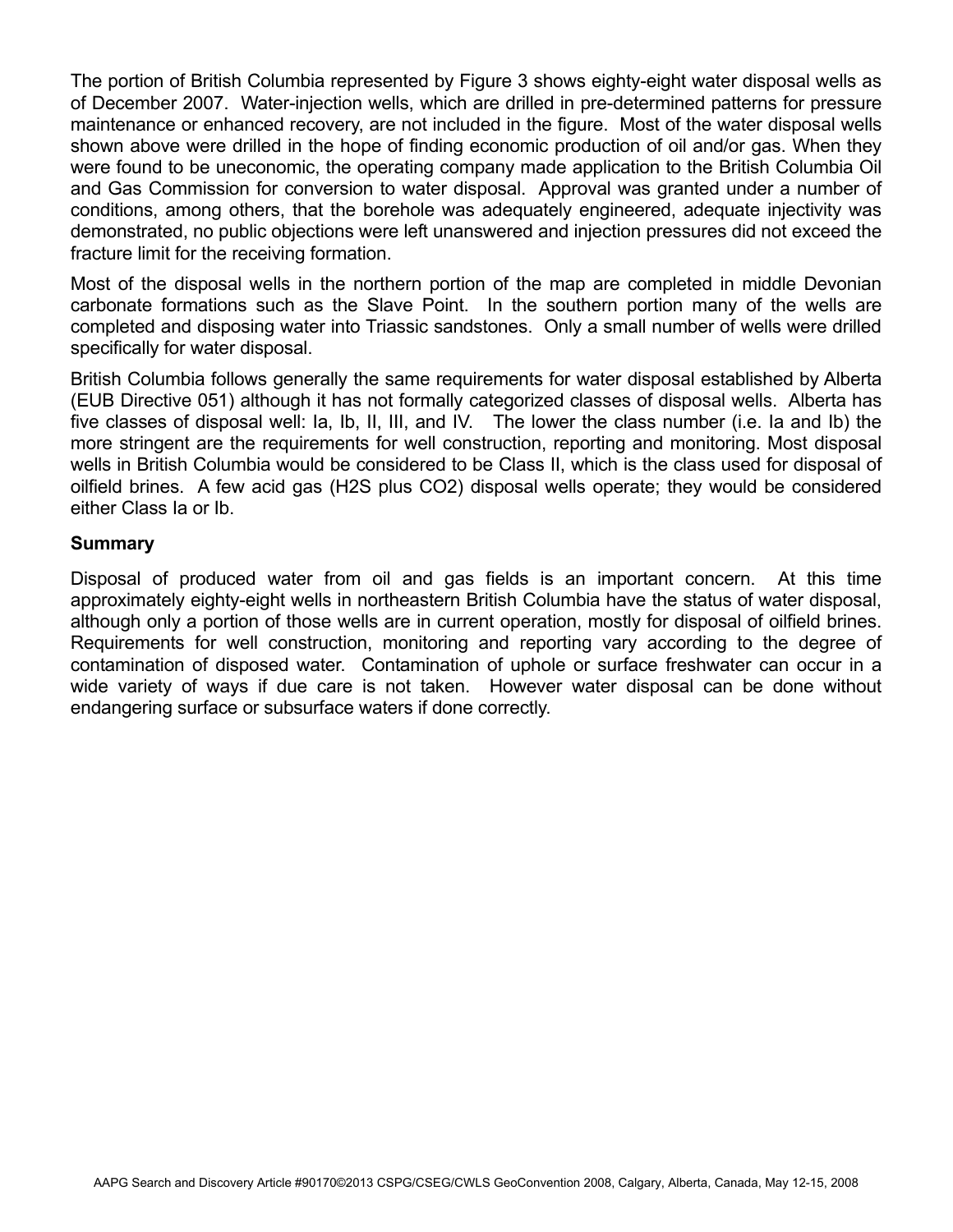The portion of British Columbia represented by Figure 3 shows eighty-eight water disposal wells as of December 2007. Water-injection wells, which are drilled in pre-determined patterns for pressure maintenance or enhanced recovery, are not included in the figure. Most of the water disposal wells shown above were drilled in the hope of finding economic production of oil and/or gas. When they were found to be uneconomic, the operating company made application to the British Columbia Oil and Gas Commission for conversion to water disposal. Approval was granted under a number of conditions, among others, that the borehole was adequately engineered, adequate injectivity was demonstrated, no public objections were left unanswered and injection pressures did not exceed the fracture limit for the receiving formation.

Most of the disposal wells in the northern portion of the map are completed in middle Devonian carbonate formations such as the Slave Point. In the southern portion many of the wells are completed and disposing water into Triassic sandstones. Only a small number of wells were drilled specifically for water disposal.

British Columbia follows generally the same requirements for water disposal established by Alberta (EUB Directive 051) although it has not formally categorized classes of disposal wells. Alberta has five classes of disposal well: Ia, Ib, II, III, and IV. The lower the class number (i.e. Ia and Ib) the more stringent are the requirements for well construction, reporting and monitoring. Most disposal wells in British Columbia would be considered to be Class II, which is the class used for disposal of oilfield brines. A few acid gas ($H_2S$ plus $CO_2$) disposal wells operate; they would be considered either Class Ia or Ib.

## Summary

Disposal of produced water from oil and gas fields is an important concern. At this time approximately eighty-eight wells in northeastern British Columbia have the status of water disposal, although only a portion of those wells are in current operation, mostly for disposal of oilfield brines. Requirements for well construction, monitoring and reporting vary according to the degree of contamination of disposed water. Contamination of uphole or surface freshwater can occur in a wide variety of ways if due care is not taken. However water disposal can be done without endangering surface or subsurface waters if done correctly.